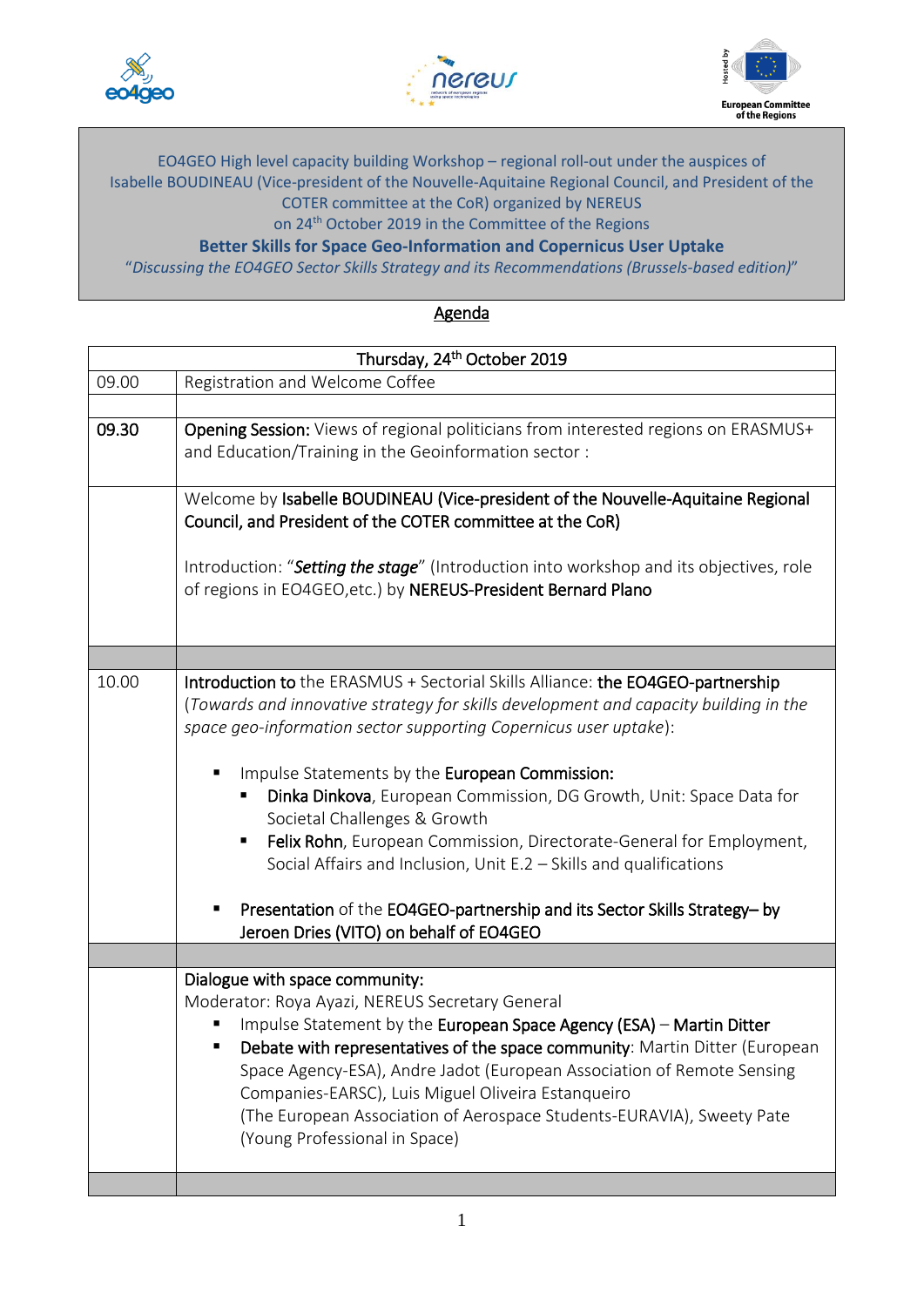EO4GEO High level capacity building Workshop – regional roll-out under the auspices of Isabelle BOUDINEAU (Vice-president of the Nouvelle-Aquitaine Regional Council, and President of the COTER committee at the CoR) organized by NEREUS on 24th October 2019 in the Committee of the Regions

**Better Skills for Space Geo-Information and Copernicus User Uptake**

*"Discussing the EO4GEO Sector Skills Strategy and its Recommendations (Brussels-based edition)"*

## Agenda

| Thursday, 24th October 2019 | |
|---|---|
| 09.00 | Registration and Welcome Coffee |
| | |
| **09.30** | **Opening Session:** Views of regional politicians from interested regions on ERASMUS+ and Education/Training in the Geoinformation sector : |
| | Welcome by **Isabelle BOUDINEAU (Vice-president of the Nouvelle-Aquitaine Regional Council, and President of the COTER committee at the CoR)**<br><br>Introduction: "***Setting the stage***" (Introduction into workshop and its objectives, role of regions in EO4GEO,etc.) by **NEREUS-President Bernard Plano** |
| | |
| 10.00 | **Introduction to** the ERASMUS + Sectorial Skills Alliance: **the EO4GEO-partnership** (*Towards and innovative strategy for skills development and capacity building in the space geo-information sector supporting Copernicus user uptake*):<br><br>▪ Impulse Statements by the **European Commission:**<br>&nbsp;&nbsp;▪ **Dinka Dinkova**, European Commission, DG Growth, Unit: Space Data for Societal Challenges & Growth<br>&nbsp;&nbsp;▪ **Felix Rohn**, European Commission, Directorate-General for Employment, Social Affairs and Inclusion, Unit E.2 – Skills and qualifications<br><br>▪ **Presentation** of the **EO4GEO-partnership and its Sector Skills Strategy– by Jeroen Dries (VITO) on behalf of EO4GEO** |
| | |
| | **Dialogue with space community:**<br>Moderator: Roya Ayazi, NEREUS Secretary General<br>▪ Impulse Statement by the **European Space Agency (ESA)** – **Martin Ditter**<br>▪ **Debate with representatives of the space community**: Martin Ditter (European Space Agency-ESA), Andre Jadot (European Association of Remote Sensing Companies-EARSC), Luis Miguel Oliveira Estanqueiro (The European Association of Aerospace Students-EURAVIA), Sweety Pate (Young Professional in Space) |
| | |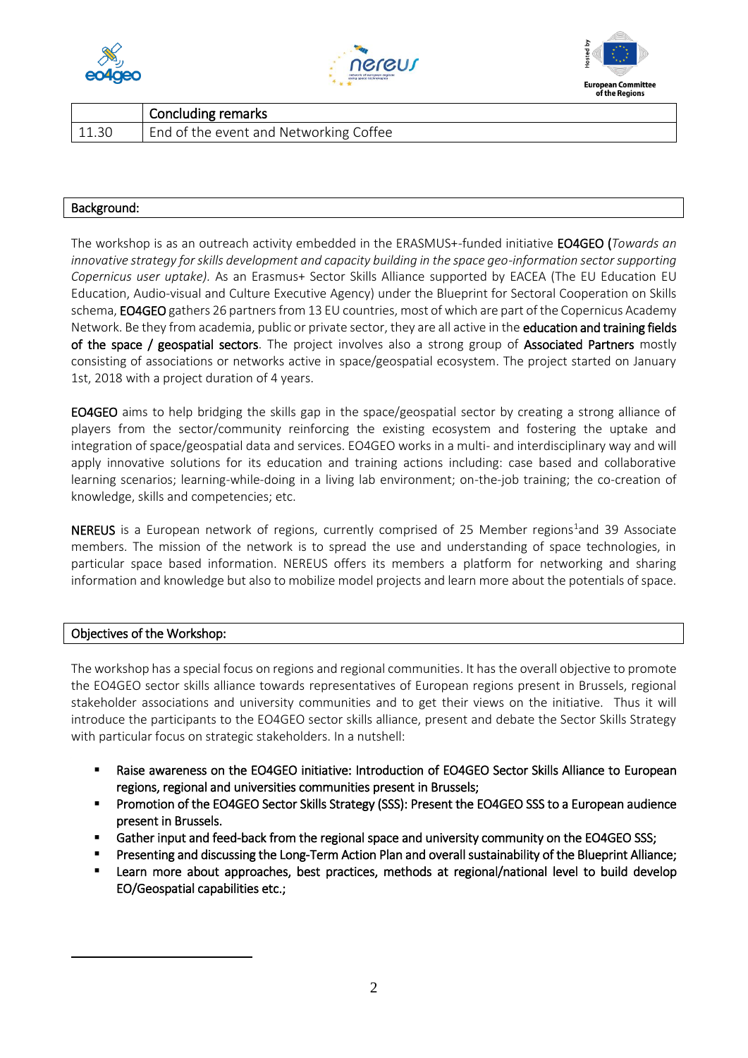| | |
|---|---|
| | Concluding remarks |
| 11.30 | End of the event and Networking Coffee |

| Background: |
|---|

The workshop is as an outreach activity embedded in the ERASMUS+-funded initiative **EO4GEO (***Towards an innovative strategy for skills development and capacity building in the space geo-information sector supporting Copernicus user uptake).* As an Erasmus+ Sector Skills Alliance supported by EACEA (The EU Education EU Education, Audio-visual and Culture Executive Agency) under the Blueprint for Sectoral Cooperation on Skills schema, **EO4GEO** gathers 26 partners from 13 EU countries, most of which are part of the Copernicus Academy Network. Be they from academia, public or private sector, they are all active in the **education and training fields of the space / geospatial sectors**. The project involves also a strong group of **Associated Partners** mostly consisting of associations or networks active in space/geospatial ecosystem. The project started on January 1st, 2018 with a project duration of 4 years.

**EO4GEO** aims to help bridging the skills gap in the space/geospatial sector by creating a strong alliance of players from the sector/community reinforcing the existing ecosystem and fostering the uptake and integration of space/geospatial data and services. EO4GEO works in a multi- and interdisciplinary way and will apply innovative solutions for its education and training actions including: case based and collaborative learning scenarios; learning-while-doing in a living lab environment; on-the-job training; the co-creation of knowledge, skills and competencies; etc.

**NEREUS** is a European network of regions, currently comprised of 25 Member regions[1]and 39 Associate members. The mission of the network is to spread the use and understanding of space technologies, in particular space based information. NEREUS offers its members a platform for networking and sharing information and knowledge but also to mobilize model projects and learn more about the potentials of space.

| Objectives of the Workshop: |
|---|

The workshop has a special focus on regions and regional communities. It has the overall objective to promote the EO4GEO sector skills alliance towards representatives of European regions present in Brussels, regional stakeholder associations and university communities and to get their views on the initiative. Thus it will introduce the participants to the EO4GEO sector skills alliance, present and debate the Sector Skills Strategy with particular focus on strategic stakeholders. In a nutshell:

- **Raise awareness on the EO4GEO initiative: Introduction of EO4GEO Sector Skills Alliance to European regions, regional and universities communities present in Brussels;**
- **Promotion of the EO4GEO Sector Skills Strategy (SSS): Present the EO4GEO SSS to a European audience present in Brussels.**
- **Gather input and feed-back from the regional space and university community on the EO4GEO SSS;**
- **Presenting and discussing the Long-Term Action Plan and overall sustainability of the Blueprint Alliance;**
- **Learn more about approaches, best practices, methods at regional/national level to build develop EO/Geospatial capabilities etc.;**